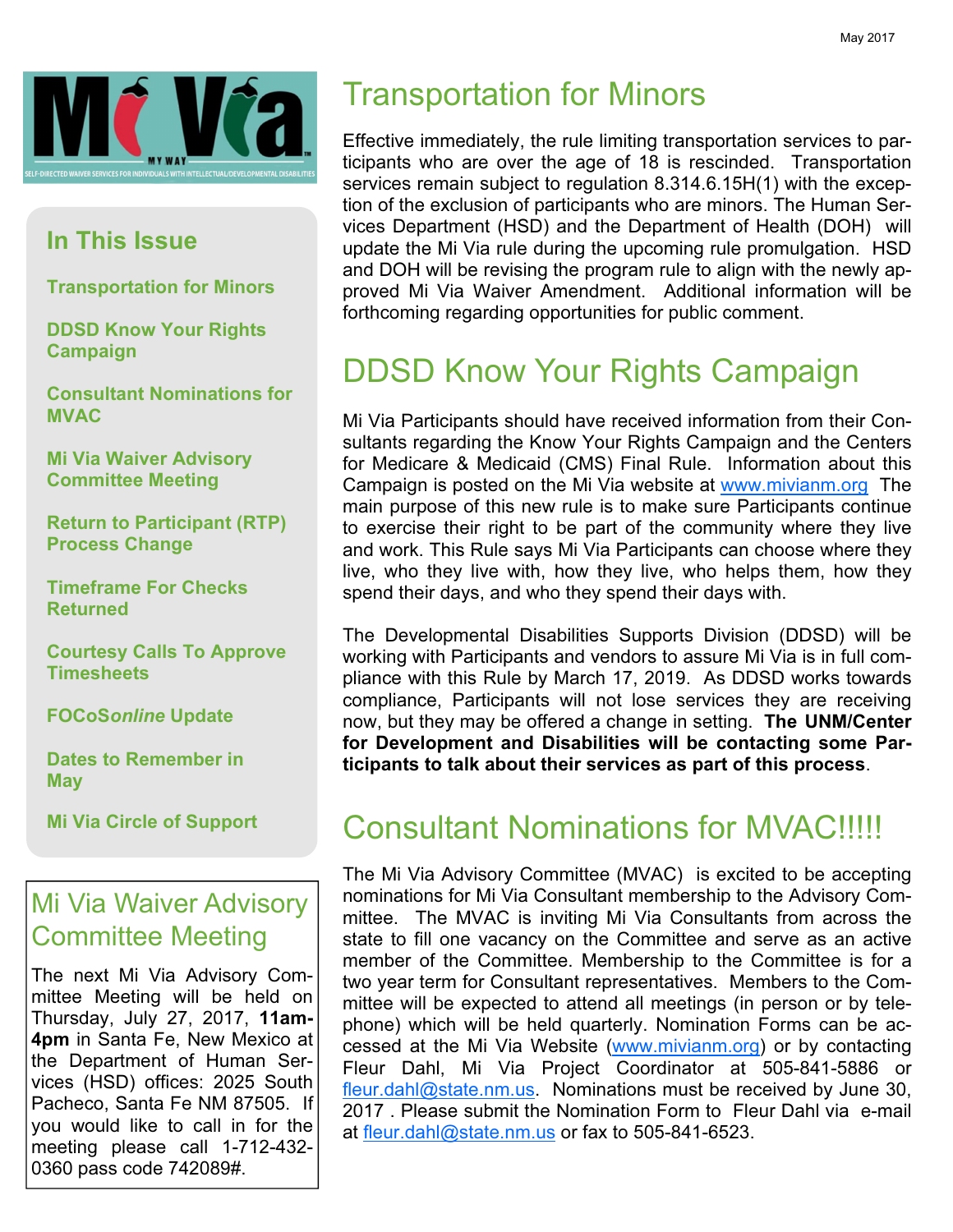May 2017

Mi Via — MY WAY

SELF-DIRECTED WAIVER SERVICES FOR INDIVIDUALS WITH INTELLECTUAL/DEVELOPMENTAL DISABILITIES

## In This Issue

- Transportation for Minors
- DDSD Know Your Rights Campaign
- Consultant Nominations for MVAC
- Mi Via Waiver Advisory Committee Meeting
- Return to Participant (RTP) Process Change
- Timeframe For Checks Returned
- Courtesy Calls To Approve Timesheets
- FOCoS*online* Update
- Dates to Remember in May
- Mi Via Circle of Support

## Mi Via Waiver Advisory Committee Meeting

The next Mi Via Advisory Committee Meeting will be held on Thursday, July 27, 2017, **11am-4pm** in Santa Fe, New Mexico at the Department of Human Services (HSD) offices: 2025 South Pacheco, Santa Fe NM 87505. If you would like to call in for the meeting please call 1-712-432-0360 pass code 742089#.

# Transportation for Minors

Effective immediately, the rule limiting transportation services to participants who are over the age of 18 is rescinded. Transportation services remain subject to regulation 8.314.6.15H(1) with the exception of the exclusion of participants who are minors. The Human Services Department (HSD) and the Department of Health (DOH) will update the Mi Via rule during the upcoming rule promulgation. HSD and DOH will be revising the program rule to align with the newly approved Mi Via Waiver Amendment. Additional information will be forthcoming regarding opportunities for public comment.

# DDSD Know Your Rights Campaign

Mi Via Participants should have received information from their Consultants regarding the Know Your Rights Campaign and the Centers for Medicare & Medicaid (CMS) Final Rule. Information about this Campaign is posted on the Mi Via website at www.mivianm.org The main purpose of this new rule is to make sure Participants continue to exercise their right to be part of the community where they live and work. This Rule says Mi Via Participants can choose where they live, who they live with, how they live, who helps them, how they spend their days, and who they spend their days with.

The Developmental Disabilities Supports Division (DDSD) will be working with Participants and vendors to assure Mi Via is in full compliance with this Rule by March 17, 2019. As DDSD works towards compliance, Participants will not lose services they are receiving now, but they may be offered a change in setting. **The UNM/Center for Development and Disabilities will be contacting some Participants to talk about their services as part of this process**.

# Consultant Nominations for MVAC!!!!!

The Mi Via Advisory Committee (MVAC) is excited to be accepting nominations for Mi Via Consultant membership to the Advisory Committee. The MVAC is inviting Mi Via Consultants from across the state to fill one vacancy on the Committee and serve as an active member of the Committee. Membership to the Committee is for a two year term for Consultant representatives. Members to the Committee will be expected to attend all meetings (in person or by telephone) which will be held quarterly. Nomination Forms can be accessed at the Mi Via Website (www.mivianm.org) or by contacting Fleur Dahl, Mi Via Project Coordinator at 505-841-5886 or fleur.dahl@state.nm.us. Nominations must be received by June 30, 2017 . Please submit the Nomination Form to Fleur Dahl via e-mail at fleur.dahl@state.nm.us or fax to 505-841-6523.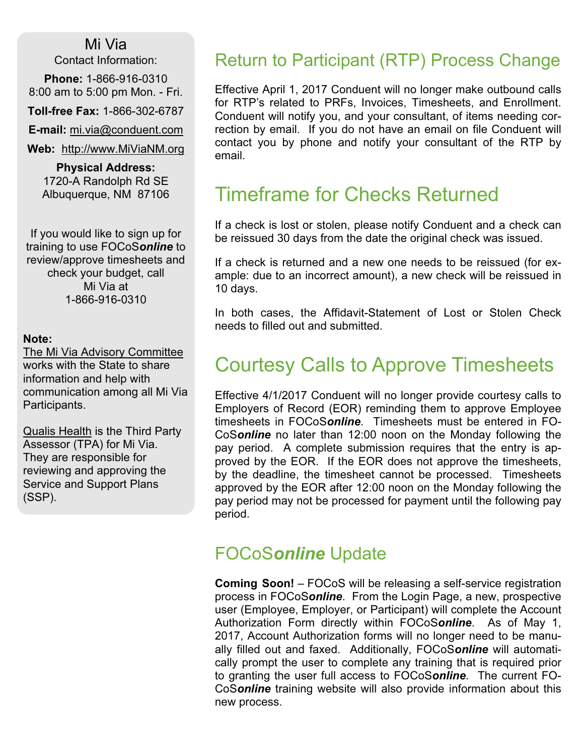## Mi Via

Contact Information:

**Phone:** 1-866-916-0310
8:00 am to 5:00 pm Mon. - Fri.

**Toll-free Fax:** 1-866-302-6787

**E-mail:** mi.via@conduent.com

**Web:** http://www.MiViaNM.org

**Physical Address:**
1720-A Randolph Rd SE
Albuquerque, NM 87106

If you would like to sign up for training to use FOCoS***online*** to review/approve timesheets and check your budget, call Mi Via at 1-866-916-0310

**Note:**

The Mi Via Advisory Committee works with the State to share information and help with communication among all Mi Via Participants.

Qualis Health is the Third Party Assessor (TPA) for Mi Via. They are responsible for reviewing and approving the Service and Support Plans (SSP).

## Return to Participant (RTP) Process Change

Effective April 1, 2017 Conduent will no longer make outbound calls for RTP's related to PRFs, Invoices, Timesheets, and Enrollment. Conduent will notify you, and your consultant, of items needing correction by email. If you do not have an email on file Conduent will contact you by phone and notify your consultant of the RTP by email.

## Timeframe for Checks Returned

If a check is lost or stolen, please notify Conduent and a check can be reissued 30 days from the date the original check was issued.

If a check is returned and a new one needs to be reissued (for example: due to an incorrect amount), a new check will be reissued in 10 days.

In both cases, the Affidavit-Statement of Lost or Stolen Check needs to filled out and submitted.

## Courtesy Calls to Approve Timesheets

Effective 4/1/2017 Conduent will no longer provide courtesy calls to Employers of Record (EOR) reminding them to approve Employee timesheets in FOCoS***online***. Timesheets must be entered in FOCoS***online*** no later than 12:00 noon on the Monday following the pay period. A complete submission requires that the entry is approved by the EOR. If the EOR does not approve the timesheets, by the deadline, the timesheet cannot be processed. Timesheets approved by the EOR after 12:00 noon on the Monday following the pay period may not be processed for payment until the following pay period.

## FOCoS*online* Update

**Coming Soon!** – FOCoS will be releasing a self-service registration process in FOCoS***online***. From the Login Page, a new, prospective user (Employee, Employer, or Participant) will complete the Account Authorization Form directly within FOCoS***online***. As of May 1, 2017, Account Authorization forms will no longer need to be manually filled out and faxed. Additionally, FOCoS***online*** will automatically prompt the user to complete any training that is required prior to granting the user full access to FOCoS***online***. The current FOCoS***online*** training website will also provide information about this new process.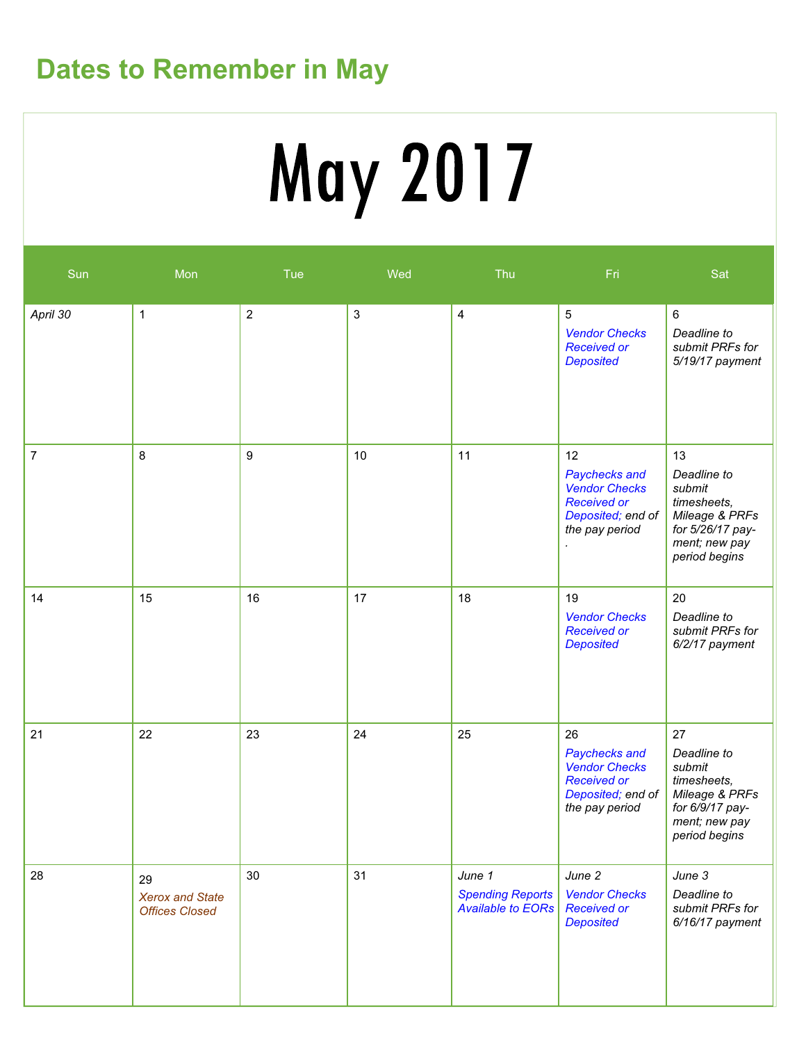## Dates to Remember in May

# May 2017

| Sun | Mon | Tue | Wed | Thu | Fri | Sat |
|---|---|---|---|---|---|---|
| *April 30* | 1 | 2 | 3 | 4 | 5 *Vendor Checks Received or Deposited* | 6 *Deadline to submit PRFs for 5/19/17 payment* |
| 7 | 8 | 9 | 10 | 11 | 12 *Paychecks and Vendor Checks Received or Deposited; end of the pay period* . | 13 *Deadline to submit timesheets, Mileage & PRFs for 5/26/17 payment; new pay period begins* |
| 14 | 15 | 16 | 17 | 18 | 19 *Vendor Checks Received or Deposited* | 20 *Deadline to submit PRFs for 6/2/17 payment* |
| 21 | 22 | 23 | 24 | 25 | 26 *Paychecks and Vendor Checks Received or Deposited; end of the pay period* | 27 *Deadline to submit timesheets, Mileage & PRFs for 6/9/17 payment; new pay period begins* |
| 28 | 29 *Xerox and State Offices Closed* | 30 | 31 | *June 1* *Spending Reports Available to EORs* | *June 2* *Vendor Checks Received or Deposited* | *June 3* *Deadline to submit PRFs for 6/16/17 payment* |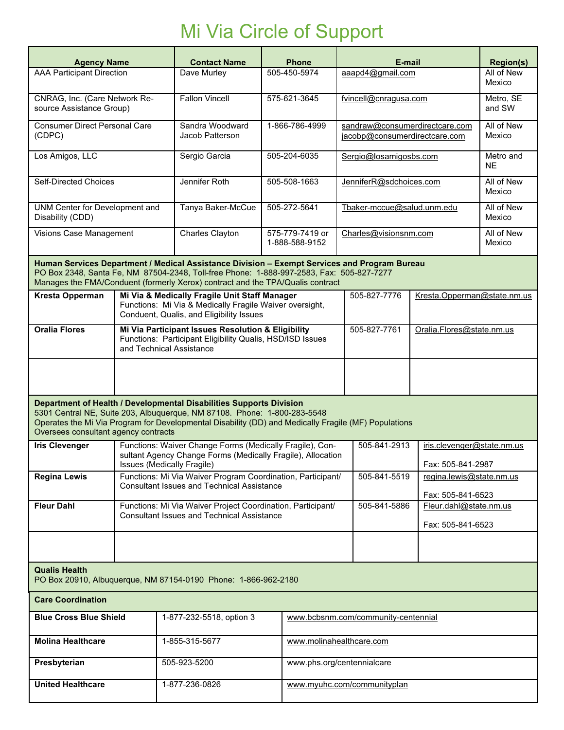# Mi Via Circle of Support

| Agency Name | Contact Name | Phone | E-mail | Region(s) |
|---|---|---|---|---|
| AAA Participant Direction | Dave Murley | 505-450-5974 | aaapd4@gmail.com | All of New Mexico |
| CNRAG, Inc. (Care Network Resource Assistance Group) | Fallon Vincell | 575-621-3645 | fvincell@cnragusa.com | Metro, SE and SW |
| Consumer Direct Personal Care (CDPC) | Sandra Woodward<br>Jacob Patterson | 1-866-786-4999 | sandraw@consumerdirectcare.com<br>jacobp@consumerdirectcare.com | All of New Mexico |
| Los Amigos, LLC | Sergio Garcia | 505-204-6035 | Sergio@losamigosbs.com | Metro and NE |
| Self-Directed Choices | Jennifer Roth | 505-508-1663 | JenniferR@sdchoices.com | All of New Mexico |
| UNM Center for Development and Disability (CDD) | Tanya Baker-McCue | 505-272-5641 | Tbaker-mccue@salud.unm.edu | All of New Mexico |
| Visions Case Management | Charles Clayton | 575-779-7419 or 1-888-588-9152 | Charles@visionsnm.com | All of New Mexico |

**Human Services Department / Medical Assistance Division – Exempt Services and Program Bureau**
PO Box 2348, Santa Fe, NM 87504-2348, Toll-free Phone: 1-888-997-2583, Fax: 505-827-7277
Manages the FMA/Conduent (formerly Xerox) contract and the TPA/Qualis contract

| | | | |
|---|---|---|---|
| **Kresta Opperman** | **Mi Via & Medically Fragile Unit Staff Manager**<br>Functions: Mi Via & Medically Fragile Waiver oversight, Conduent, Qualis, and Eligibility Issues | 505-827-7776 | Kresta.Opperman@state.nm.us |
| **Oralia Flores** | **Mi Via Participant Issues Resolution & Eligibility**<br>Functions: Participant Eligibility Qualis, HSD/ISD Issues and Technical Assistance | 505-827-7761 | Oralia.Flores@state.nm.us |
| | | | |

**Department of Health / Developmental Disabilities Supports Division**
5301 Central NE, Suite 203, Albuquerque, NM 87108. Phone: 1-800-283-5548
Operates the Mi Via Program for Developmental Disability (DD) and Medically Fragile (MF) Populations
Oversees consultant agency contracts

| | | | |
|---|---|---|---|
| **Iris Clevenger** | Functions: Waiver Change Forms (Medically Fragile), Consultant Agency Change Forms (Medically Fragile), Allocation Issues (Medically Fragile) | 505-841-2913 | iris.clevenger@state.nm.us<br>Fax: 505-841-2987 |
| **Regina Lewis** | Functions: Mi Via Waiver Program Coordination, Participant/ Consultant Issues and Technical Assistance | 505-841-5519 | regina.lewis@state.nm.us<br>Fax: 505-841-6523 |
| **Fleur Dahl** | Functions: Mi Via Waiver Project Coordination, Participant/ Consultant Issues and Technical Assistance | 505-841-5886 | Fleur.dahl@state.nm.us<br>Fax: 505-841-6523 |
| | | | |

**Qualis Health**
PO Box 20910, Albuquerque, NM 87154-0190 Phone: 1-866-962-2180

**Care Coordination**

| | | |
|---|---|---|
| **Blue Cross Blue Shield** | 1-877-232-5518, option 3 | www.bcbsnm.com/community-centennial |
| **Molina Healthcare** | 1-855-315-5677 | www.molinahealthcare.com |
| **Presbyterian** | 505-923-5200 | www.phs.org/centennialcare |
| **United Healthcare** | 1-877-236-0826 | www.myuhc.com/communityplan |